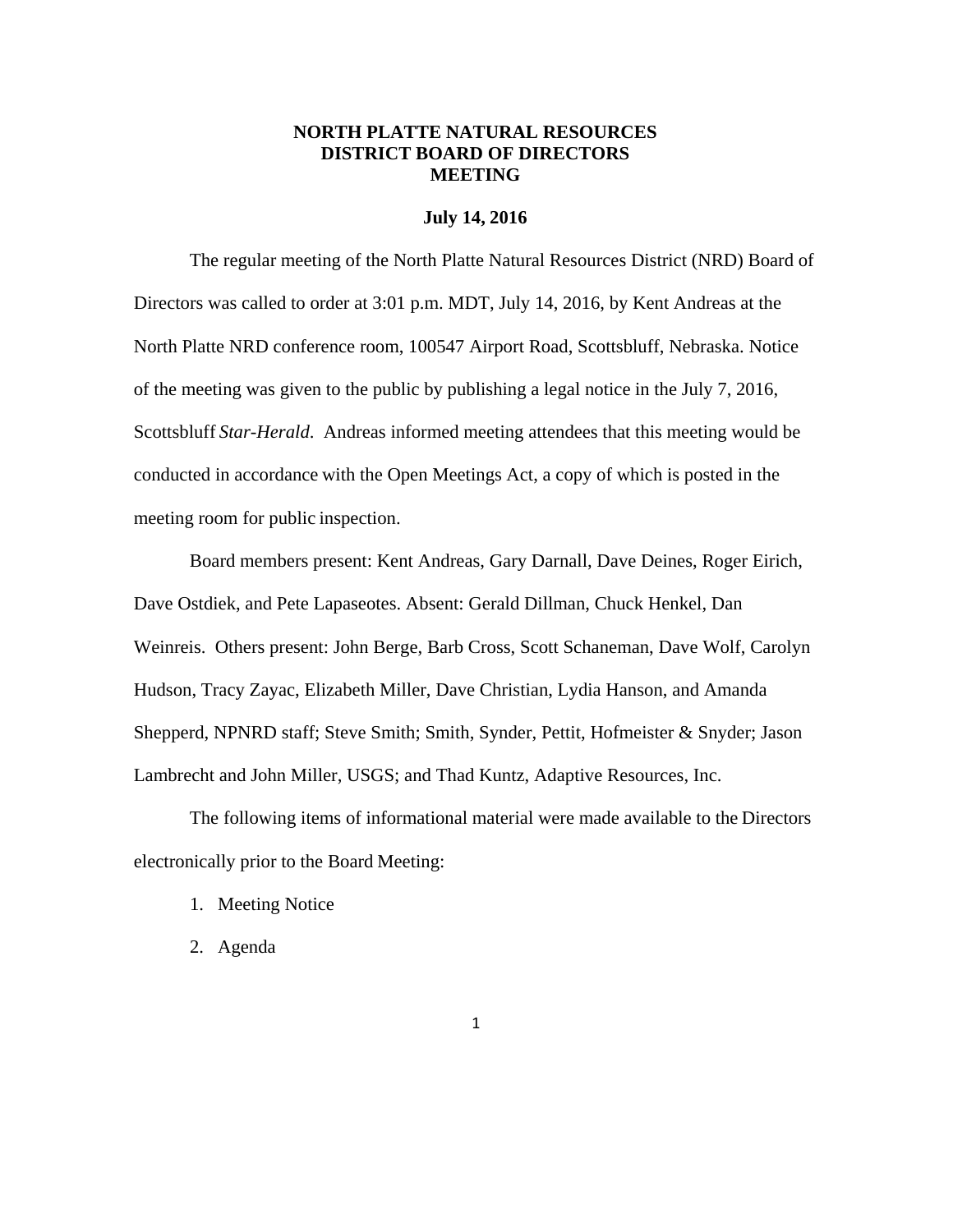# NORTH PLATTE NATURAL RESOURCES DISTRICT BOARD OF DIRECTORS MEETING

**July 14, 2016**

The regular meeting of the North Platte Natural Resources District (NRD) Board of Directors was called to order at 3:01 p.m. MDT, July 14, 2016, by Kent Andreas at the North Platte NRD conference room, 100547 Airport Road, Scottsbluff, Nebraska. Notice of the meeting was given to the public by publishing a legal notice in the July 7, 2016, Scottsbluff *Star-Herald*. Andreas informed meeting attendees that this meeting would be conducted in accordance with the Open Meetings Act, a copy of which is posted in the meeting room for public inspection.

Board members present: Kent Andreas, Gary Darnall, Dave Deines, Roger Eirich, Dave Ostdiek, and Pete Lapaseotes. Absent: Gerald Dillman, Chuck Henkel, Dan Weinreis. Others present: John Berge, Barb Cross, Scott Schaneman, Dave Wolf, Carolyn Hudson, Tracy Zayac, Elizabeth Miller, Dave Christian, Lydia Hanson, and Amanda Shepperd, NPNRD staff; Steve Smith; Smith, Synder, Pettit, Hofmeister & Snyder; Jason Lambrecht and John Miller, USGS; and Thad Kuntz, Adaptive Resources, Inc.

The following items of informational material were made available to the Directors electronically prior to the Board Meeting:

1. Meeting Notice
2. Agenda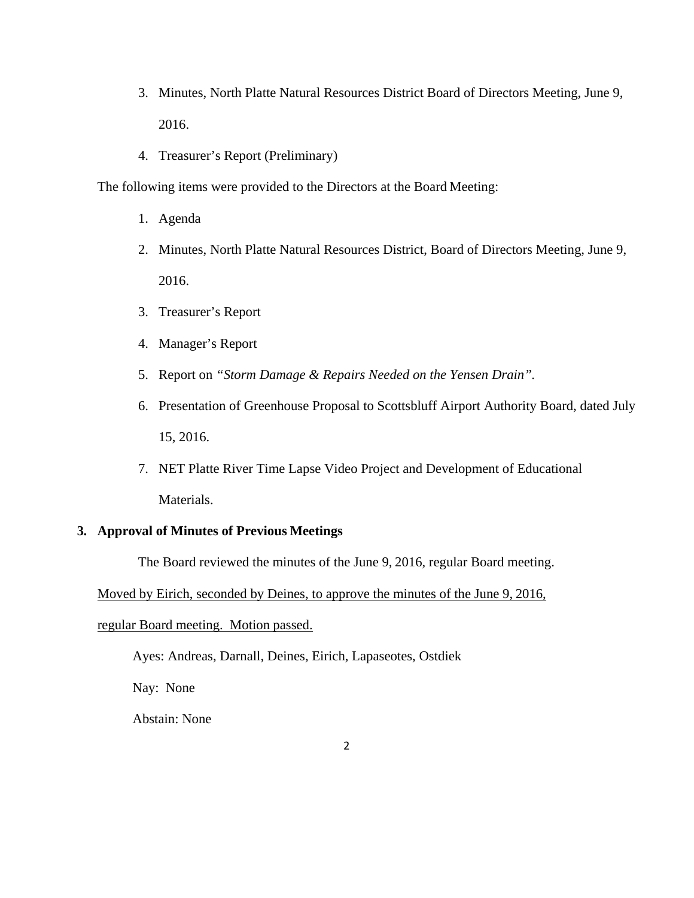3. Minutes, North Platte Natural Resources District Board of Directors Meeting, June 9, 2016.
4. Treasurer's Report (Preliminary)

The following items were provided to the Directors at the Board Meeting:

1. Agenda
2. Minutes, North Platte Natural Resources District, Board of Directors Meeting, June 9, 2016.
3. Treasurer's Report
4. Manager's Report
5. Report on *"Storm Damage & Repairs Needed on the Yensen Drain"*.
6. Presentation of Greenhouse Proposal to Scottsbluff Airport Authority Board, dated July 15, 2016.
7. NET Platte River Time Lapse Video Project and Development of Educational Materials.

**3. Approval of Minutes of Previous Meetings**

The Board reviewed the minutes of the June 9, 2016, regular Board meeting.

<u>Moved by Eirich, seconded by Deines, to approve the minutes of the June 9, 2016, regular Board meeting. Motion passed.</u>

Ayes: Andreas, Darnall, Deines, Eirich, Lapaseotes, Ostdiek

Nay: None

Abstain: None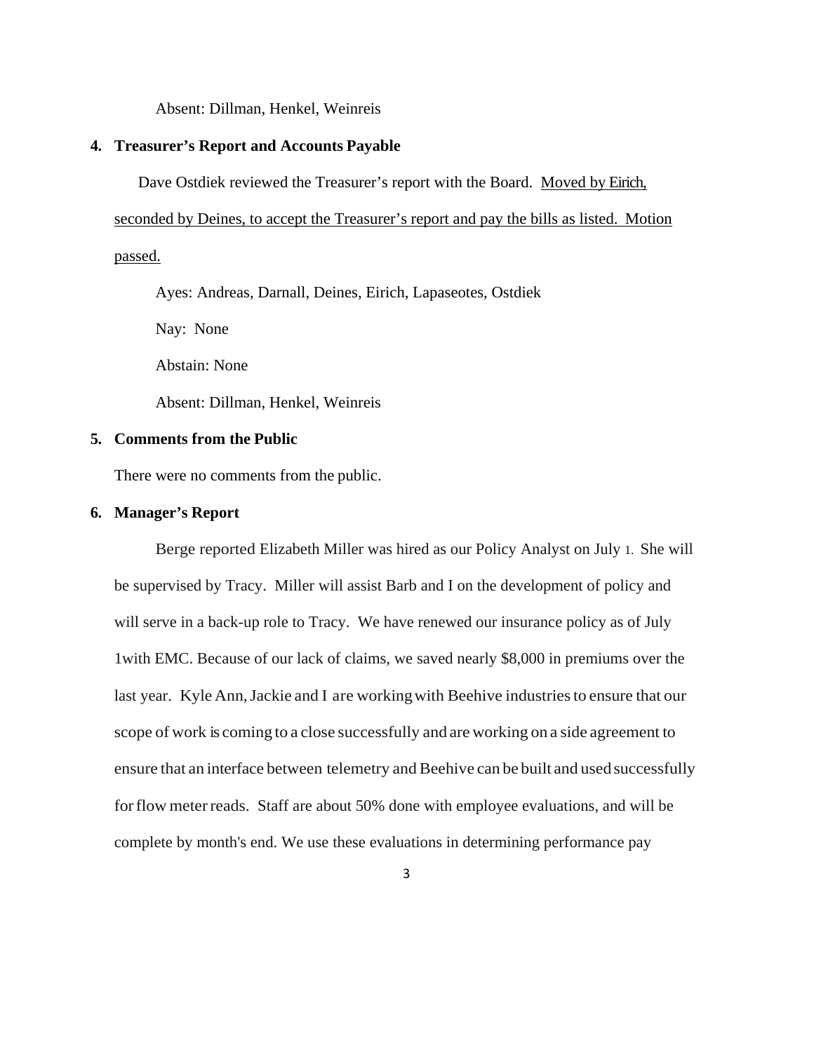Absent: Dillman, Henkel, Weinreis

**4. Treasurer's Report and Accounts Payable**

Dave Ostdiek reviewed the Treasurer's report with the Board. Moved by Eirich, seconded by Deines, to accept the Treasurer's report and pay the bills as listed. Motion passed.

Ayes: Andreas, Darnall, Deines, Eirich, Lapaseotes, Ostdiek

Nay: None

Abstain: None

Absent: Dillman, Henkel, Weinreis

**5. Comments from the Public**

There were no comments from the public.

**6. Manager's Report**

Berge reported Elizabeth Miller was hired as our Policy Analyst on July 1. She will be supervised by Tracy. Miller will assist Barb and I on the development of policy and will serve in a back-up role to Tracy. We have renewed our insurance policy as of July 1with EMC. Because of our lack of claims, we saved nearly $8,000 in premiums over the last year. Kyle Ann, Jackie and I are working with Beehive industries to ensure that our scope of work is coming to a close successfully and are working on a side agreement to ensure that an interface between telemetry and Beehive can be built and used successfully for flow meter reads. Staff are about 50% done with employee evaluations, and will be complete by month's end. We use these evaluations in determining performance pay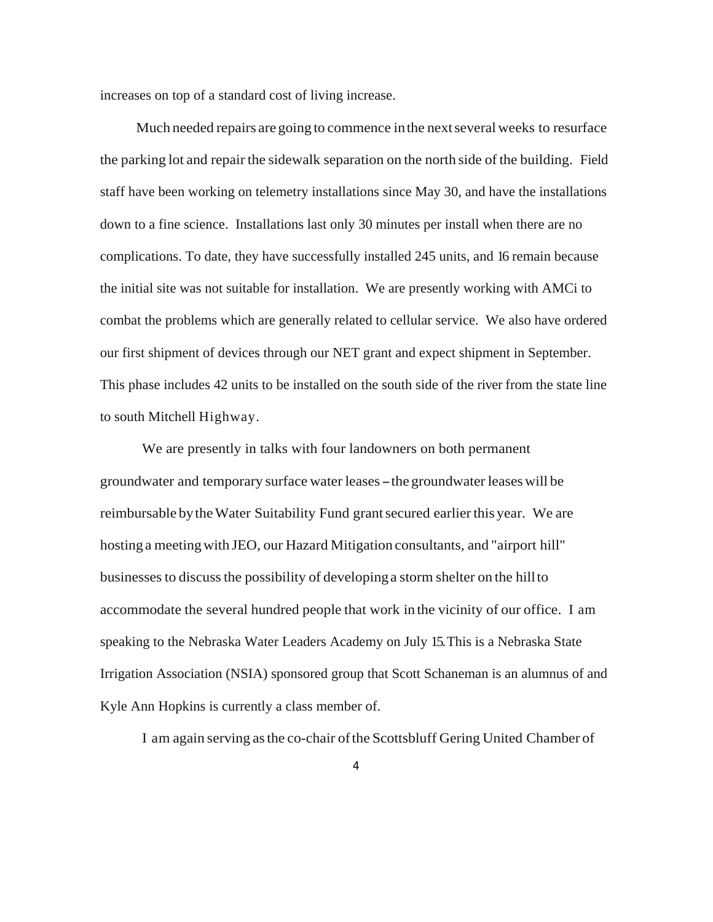increases on top of a standard cost of living increase.

Much needed repairs are going to commence in the next several weeks to resurface the parking lot and repair the sidewalk separation on the north side of the building. Field staff have been working on telemetry installations since May 30, and have the installations down to a fine science. Installations last only 30 minutes per install when there are no complications. To date, they have successfully installed 245 units, and 16 remain because the initial site was not suitable for installation. We are presently working with AMCi to combat the problems which are generally related to cellular service. We also have ordered our first shipment of devices through our NET grant and expect shipment in September. This phase includes 42 units to be installed on the south side of the river from the state line to south Mitchell Highway.

We are presently in talks with four landowners on both permanent groundwater and temporary surface water leases – the groundwater leases will be reimbursable by the Water Suitability Fund grant secured earlier this year. We are hosting a meeting with JEO, our Hazard Mitigation consultants, and "airport hill" businesses to discuss the possibility of developing a storm shelter on the hill to accommodate the several hundred people that work in the vicinity of our office. I am speaking to the Nebraska Water Leaders Academy on July 15. This is a Nebraska State Irrigation Association (NSIA) sponsored group that Scott Schaneman is an alumnus of and Kyle Ann Hopkins is currently a class member of.

I am again serving as the co-chair of the Scottsbluff Gering United Chamber of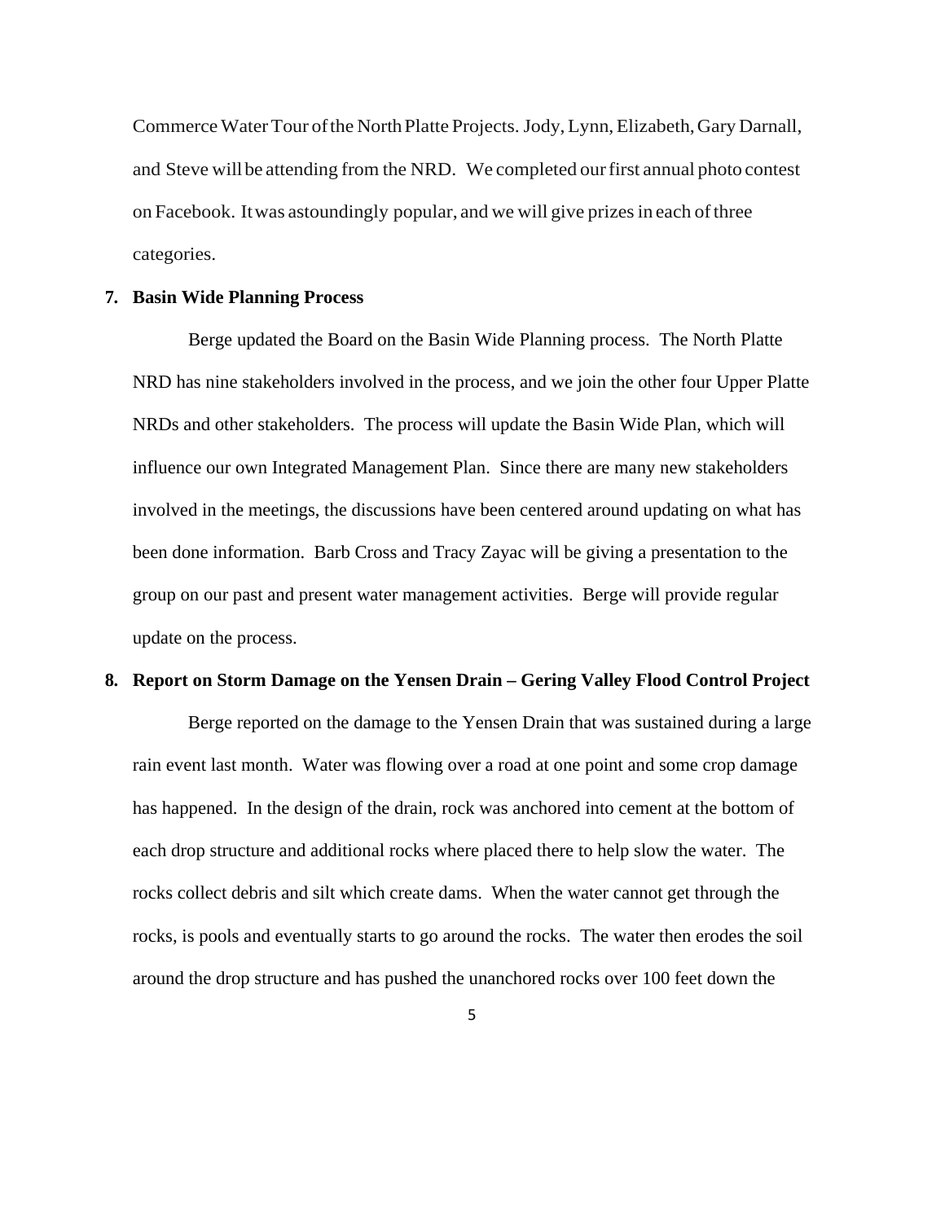Commerce Water Tour of the North Platte Projects. Jody, Lynn, Elizabeth, Gary Darnall, and Steve will be attending from the NRD. We completed our first annual photo contest on Facebook. It was astoundingly popular, and we will give prizes in each of three categories.

**7. Basin Wide Planning Process**

Berge updated the Board on the Basin Wide Planning process. The North Platte NRD has nine stakeholders involved in the process, and we join the other four Upper Platte NRDs and other stakeholders. The process will update the Basin Wide Plan, which will influence our own Integrated Management Plan. Since there are many new stakeholders involved in the meetings, the discussions have been centered around updating on what has been done information. Barb Cross and Tracy Zayac will be giving a presentation to the group on our past and present water management activities. Berge will provide regular update on the process.

**8. Report on Storm Damage on the Yensen Drain – Gering Valley Flood Control Project**

Berge reported on the damage to the Yensen Drain that was sustained during a large rain event last month. Water was flowing over a road at one point and some crop damage has happened. In the design of the drain, rock was anchored into cement at the bottom of each drop structure and additional rocks where placed there to help slow the water. The rocks collect debris and silt which create dams. When the water cannot get through the rocks, is pools and eventually starts to go around the rocks. The water then erodes the soil around the drop structure and has pushed the unanchored rocks over 100 feet down the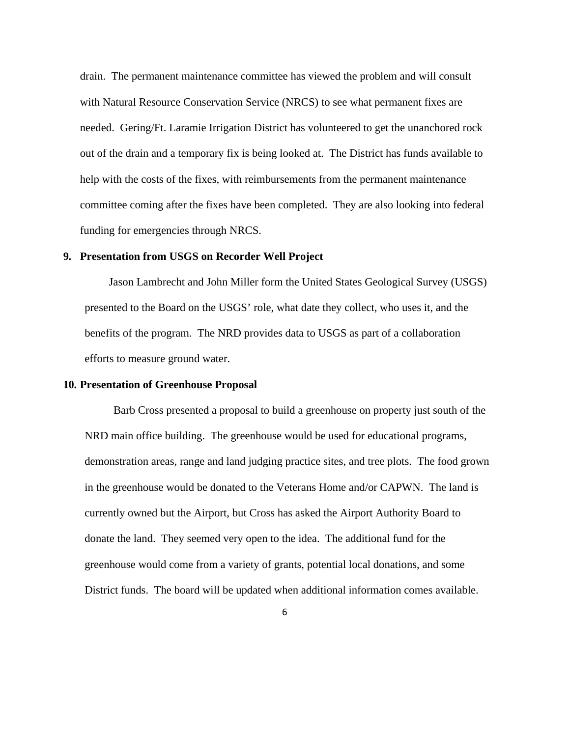drain. The permanent maintenance committee has viewed the problem and will consult with Natural Resource Conservation Service (NRCS) to see what permanent fixes are needed. Gering/Ft. Laramie Irrigation District has volunteered to get the unanchored rock out of the drain and a temporary fix is being looked at. The District has funds available to help with the costs of the fixes, with reimbursements from the permanent maintenance committee coming after the fixes have been completed. They are also looking into federal funding for emergencies through NRCS.

**9. Presentation from USGS on Recorder Well Project**

Jason Lambrecht and John Miller form the United States Geological Survey (USGS) presented to the Board on the USGS' role, what date they collect, who uses it, and the benefits of the program. The NRD provides data to USGS as part of a collaboration efforts to measure ground water.

**10. Presentation of Greenhouse Proposal**

Barb Cross presented a proposal to build a greenhouse on property just south of the NRD main office building. The greenhouse would be used for educational programs, demonstration areas, range and land judging practice sites, and tree plots. The food grown in the greenhouse would be donated to the Veterans Home and/or CAPWN. The land is currently owned but the Airport, but Cross has asked the Airport Authority Board to donate the land. They seemed very open to the idea. The additional fund for the greenhouse would come from a variety of grants, potential local donations, and some District funds. The board will be updated when additional information comes available.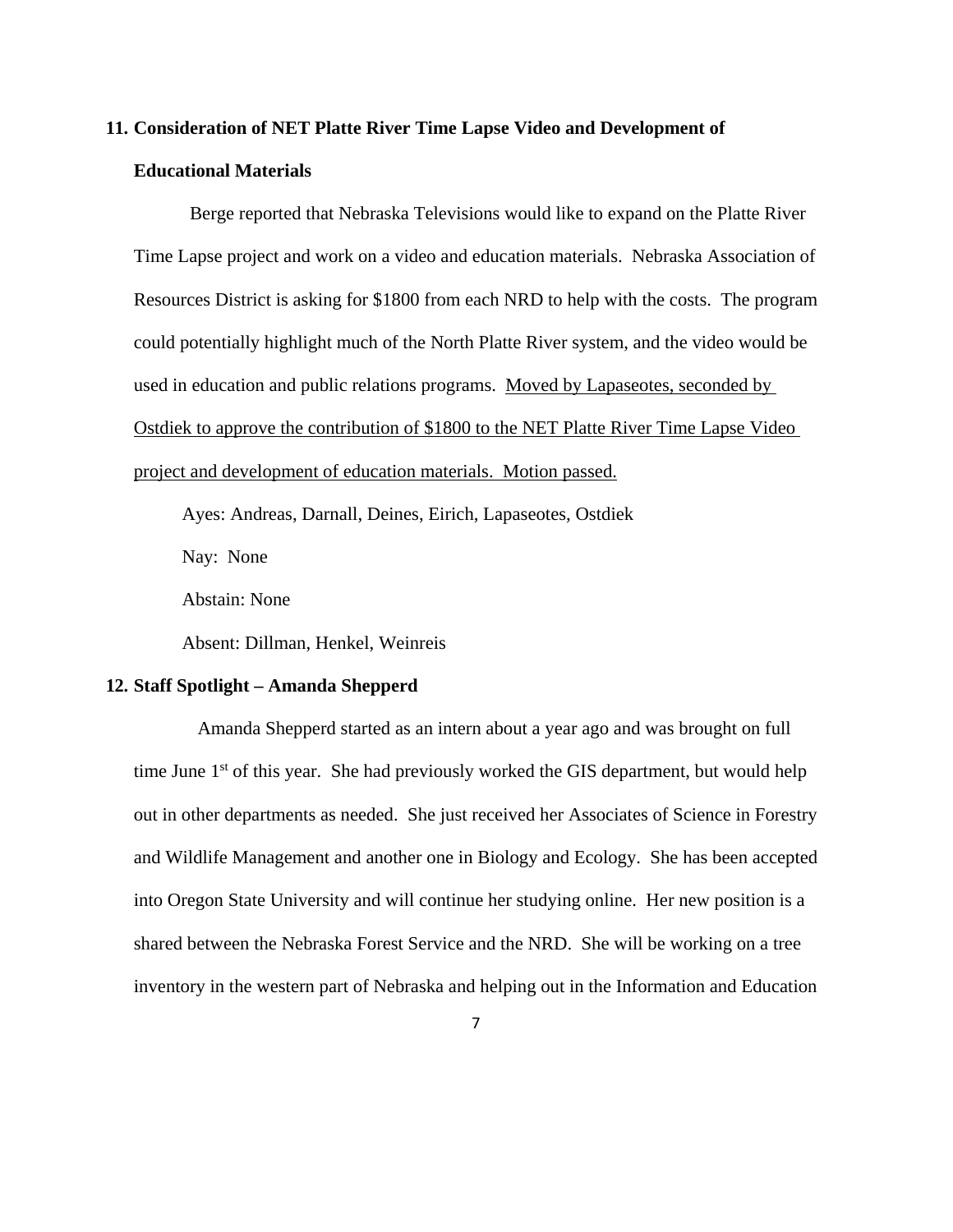**11. Consideration of NET Platte River Time Lapse Video and Development of Educational Materials**

Berge reported that Nebraska Televisions would like to expand on the Platte River Time Lapse project and work on a video and education materials. Nebraska Association of Resources District is asking for $1800 from each NRD to help with the costs. The program could potentially highlight much of the North Platte River system, and the video would be used in education and public relations programs. <u>Moved by Lapaseotes, seconded by Ostdiek to approve the contribution of $1800 to the NET Platte River Time Lapse Video project and development of education materials. Motion passed.</u>

Ayes: Andreas, Darnall, Deines, Eirich, Lapaseotes, Ostdiek

Nay: None

Abstain: None

Absent: Dillman, Henkel, Weinreis

**12. Staff Spotlight – Amanda Shepperd**

Amanda Shepperd started as an intern about a year ago and was brought on full time June 1st of this year. She had previously worked the GIS department, but would help out in other departments as needed. She just received her Associates of Science in Forestry and Wildlife Management and another one in Biology and Ecology. She has been accepted into Oregon State University and will continue her studying online. Her new position is a shared between the Nebraska Forest Service and the NRD. She will be working on a tree inventory in the western part of Nebraska and helping out in the Information and Education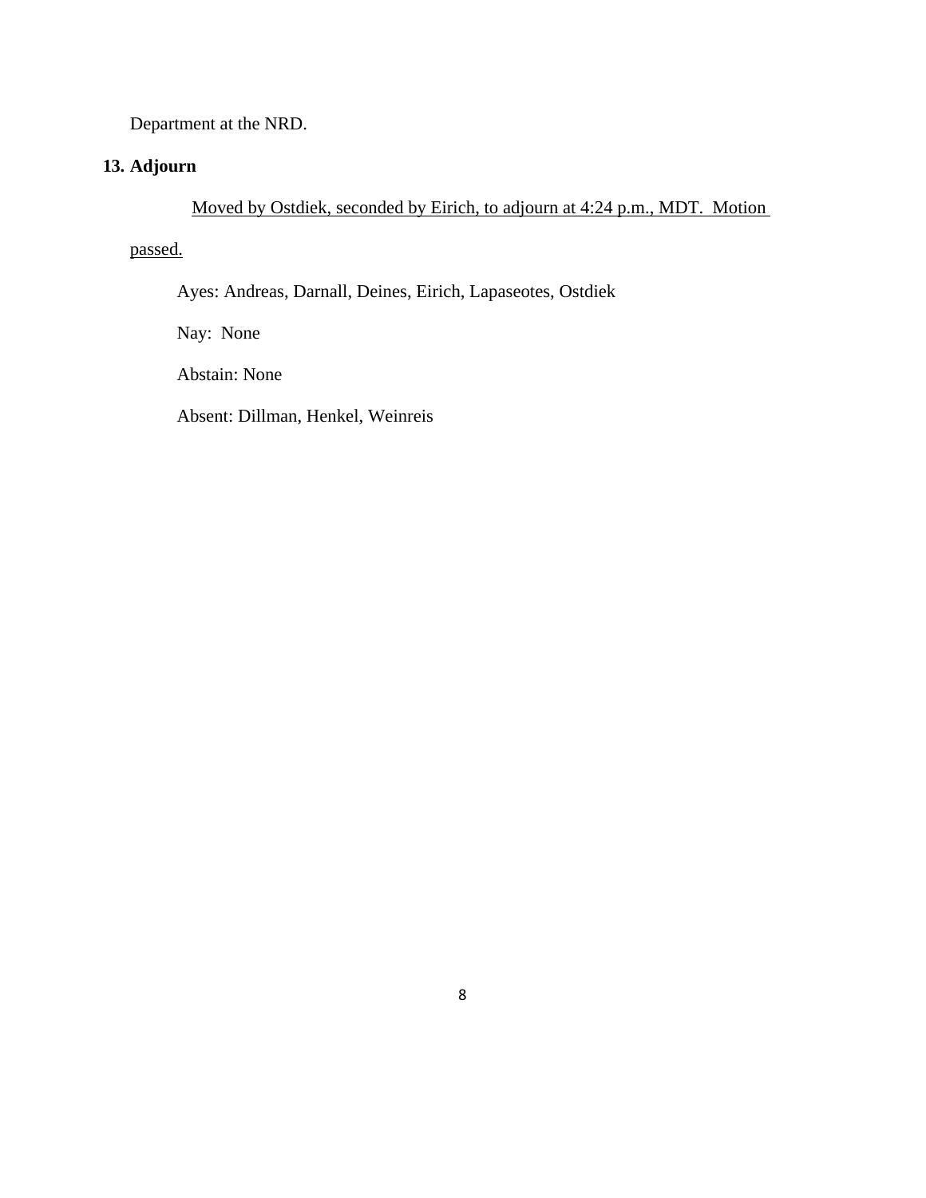Department at the NRD.

**13. Adjourn**

Moved by Ostdiek, seconded by Eirich, to adjourn at 4:24 p.m., MDT. Motion passed.

Ayes: Andreas, Darnall, Deines, Eirich, Lapaseotes, Ostdiek

Nay: None

Abstain: None

Absent: Dillman, Henkel, Weinreis